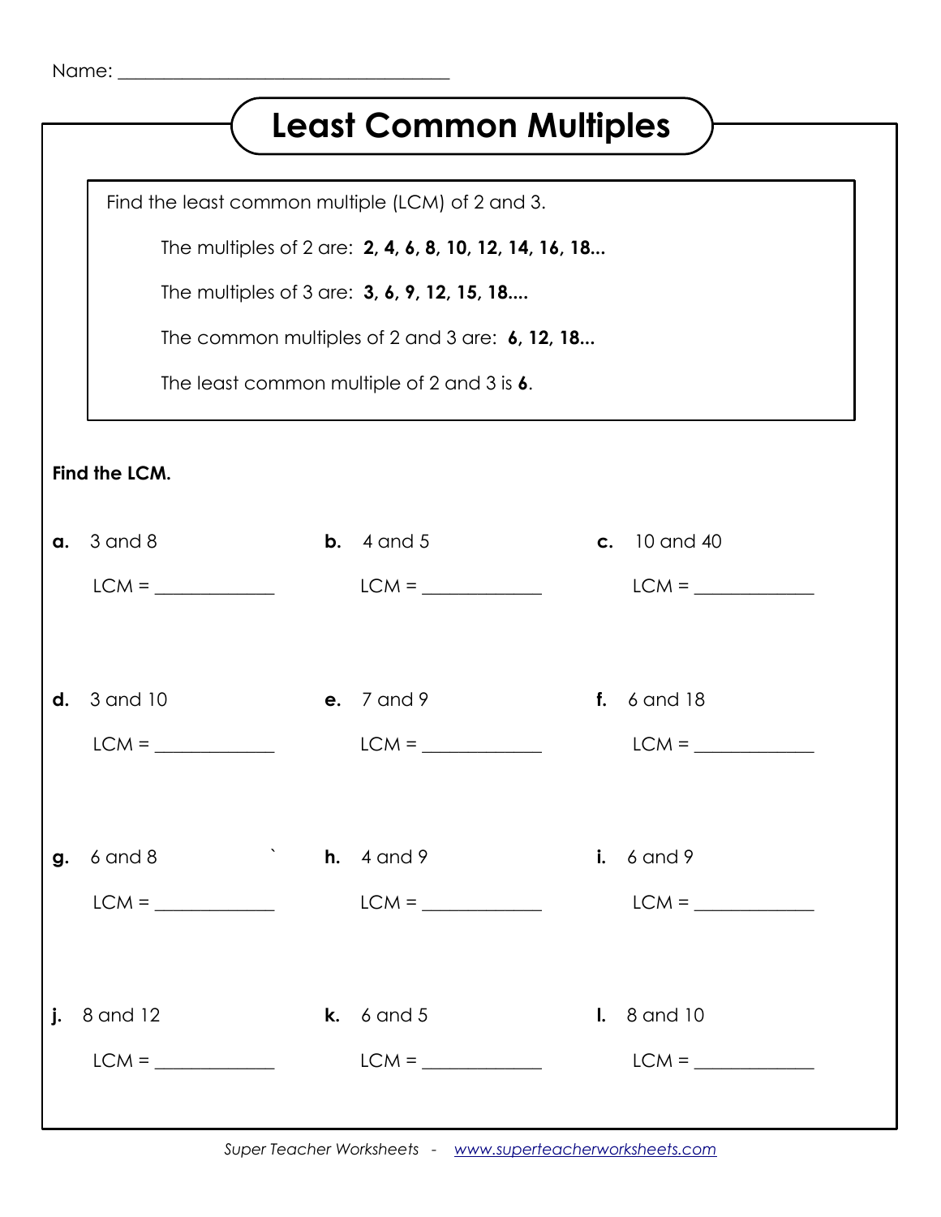Name: ___________________________________

# Least Common Multiples

Find the least common multiple (LCM) of 2 and 3.

The multiples of 2 are: **2, 4, 6, 8, 10, 12, 14, 16, 18...**

The multiples of 3 are: **3, 6, 9, 12, 15, 18....**

The common multiples of 2 and 3 are: **6, 12, 18...**

The least common multiple of 2 and 3 is **6**.

**Find the LCM.**

**a.** 3 and 8

LCM = ____________

**b.** 4 and 5

LCM = ____________

**c.** 10 and 40

LCM = ____________

**d.** 3 and 10

LCM = ____________

**e.** 7 and 9

LCM = ____________

**f.** 6 and 18

LCM = ____________

**g.** 6 and 8

LCM = ____________

**h.** 4 and 9

LCM = ____________

**i.** 6 and 9

LCM = ____________

**j.** 8 and 12

LCM = ____________

**k.** 6 and 5

LCM = ____________

**l.** 8 and 10

LCM = ____________

*Super Teacher Worksheets* - www.superteacherworksheets.com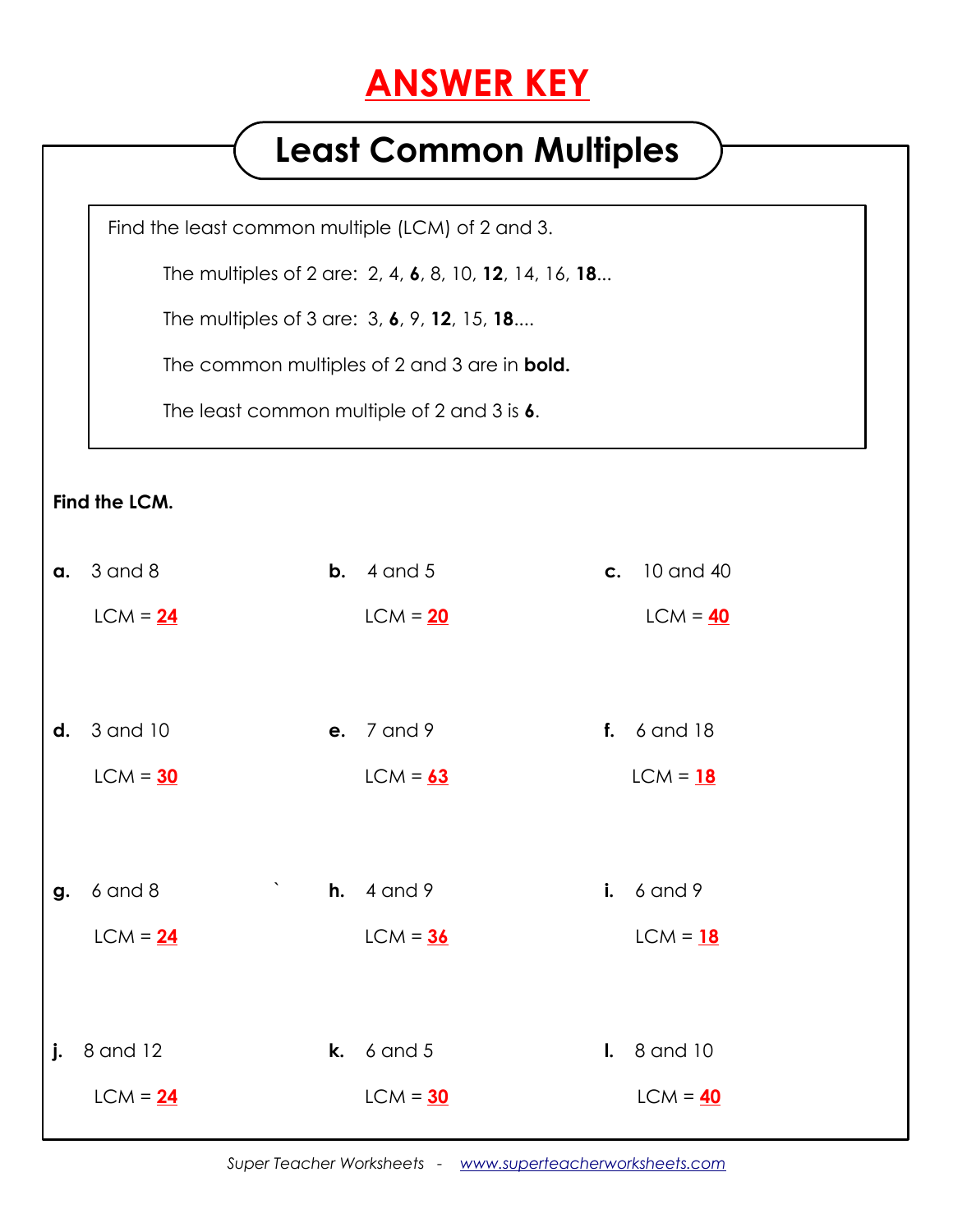# ANSWER KEY

## Least Common Multiples

Find the least common multiple (LCM) of 2 and 3.

The multiples of 2 are: 2, 4, **6**, 8, 10, **12**, 14, 16, **18**...

The multiples of 3 are: 3, **6**, 9, **12**, 15, **18**....

The common multiples of 2 and 3 are in **bold.**

The least common multiple of 2 and 3 is **6**.

**Find the LCM.**

**a.** 3 and 8

LCM = **24**

**b.** 4 and 5

LCM = **20**

**c.** 10 and 40

LCM = **40**

**d.** 3 and 10

LCM = **30**

**e.** 7 and 9

LCM = **63**

**f.** 6 and 18

LCM = **18**

**g.** 6 and 8

LCM = **24**

**h.** 4 and 9

LCM = **36**

**i.** 6 and 9

LCM = **18**

**j.** 8 and 12

LCM = **24**

**k.** 6 and 5

LCM = **30**

**l.** 8 and 10

LCM = **40**

*Super Teacher Worksheets* - www.superteacherworksheets.com